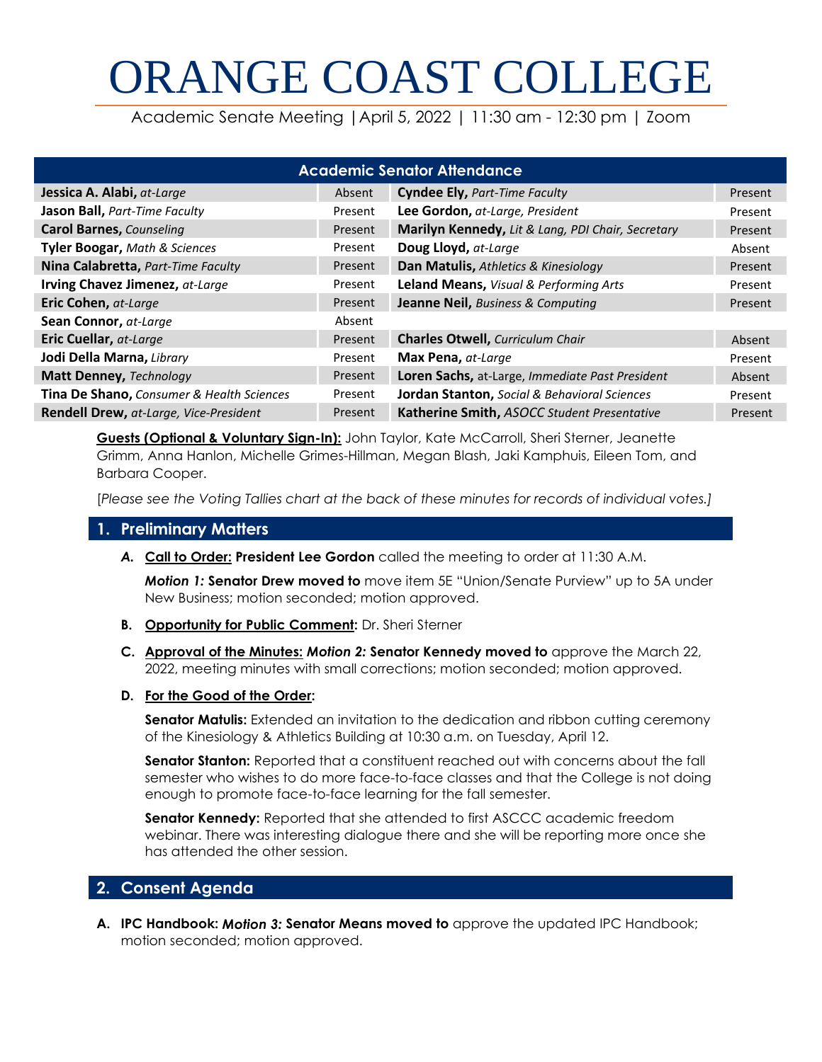# ORANGE COAST COLLEGE

Academic Senate Meeting | April 5, 2022 | 11:30 am - 12:30 pm | Zoom

| Academic Senator Attendance | | | |
|---|---|---|---|
| **Jessica A. Alabi,** *at-Large* | Absent | **Cyndee Ely,** *Part-Time Faculty* | Present |
| **Jason Ball,** *Part-Time Faculty* | Present | **Lee Gordon,** *at-Large, President* | Present |
| **Carol Barnes,** *Counseling* | Present | **Marilyn Kennedy,** *Lit & Lang, PDI Chair, Secretary* | Present |
| **Tyler Boogar,** *Math & Sciences* | Present | **Doug Lloyd,** *at-Large* | Absent |
| **Nina Calabretta,** *Part-Time Faculty* | Present | **Dan Matulis,** *Athletics & Kinesiology* | Present |
| **Irving Chavez Jimenez,** *at-Large* | Present | **Leland Means,** *Visual & Performing Arts* | Present |
| **Eric Cohen,** *at-Large* | Present | **Jeanne Neil,** *Business & Computing* | Present |
| **Sean Connor,** *at-Large* | Absent | | |
| **Eric Cuellar,** *at-Large* | Present | **Charles Otwell,** *Curriculum Chair* | Absent |
| **Jodi Della Marna,** *Library* | Present | **Max Pena,** *at-Large* | Present |
| **Matt Denney,** *Technology* | Present | **Loren Sachs,** at-Large, *Immediate Past President* | Absent |
| **Tina De Shano,** *Consumer & Health Sciences* | Present | **Jordan Stanton,** *Social & Behavioral Sciences* | Present |
| **Rendell Drew,** *at-Large, Vice-President* | Present | **Katherine Smith,** *ASOCC Student Presentative* | Present |

**Guests (Optional & Voluntary Sign-In):** John Taylor, Kate McCarroll, Sheri Sterner, Jeanette Grimm, Anna Hanlon, Michelle Grimes-Hillman, Megan Blash, Jaki Kamphuis, Eileen Tom, and Barbara Cooper.

[*Please see the Voting Tallies chart at the back of these minutes for records of individual votes.*]

## 1. Preliminary Matters

***A.*** **Call to Order: President Lee Gordon** called the meeting to order at 11:30 A.M.

***Motion 1:*** **Senator Drew moved to** move item 5E "Union/Senate Purview" up to 5A under New Business; motion seconded; motion approved.

**B.** **Opportunity for Public Comment:** Dr. Sheri Sterner

**C.** **Approval of the Minutes:** ***Motion 2:*** **Senator Kennedy moved to** approve the March 22, 2022, meeting minutes with small corrections; motion seconded; motion approved.

**D.** **For the Good of the Order:**

**Senator Matulis:** Extended an invitation to the dedication and ribbon cutting ceremony of the Kinesiology & Athletics Building at 10:30 a.m. on Tuesday, April 12.

**Senator Stanton:** Reported that a constituent reached out with concerns about the fall semester who wishes to do more face-to-face classes and that the College is not doing enough to promote face-to-face learning for the fall semester.

**Senator Kennedy:** Reported that she attended to first ASCCC academic freedom webinar. There was interesting dialogue there and she will be reporting more once she has attended the other session.

## 2. Consent Agenda

**A.** **IPC Handbook:** ***Motion 3:*** **Senator Means moved to** approve the updated IPC Handbook; motion seconded; motion approved.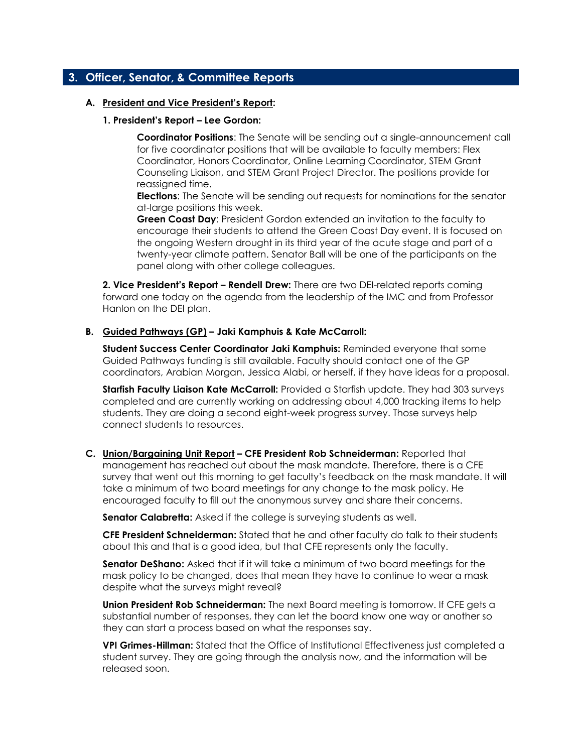## 3. Officer, Senator, & Committee Reports

### A. President and Vice President's Report:

#### 1. President's Report – Lee Gordon:

**Coordinator Positions**: The Senate will be sending out a single-announcement call for five coordinator positions that will be available to faculty members: Flex Coordinator, Honors Coordinator, Online Learning Coordinator, STEM Grant Counseling Liaison, and STEM Grant Project Director. The positions provide for reassigned time.

**Elections**: The Senate will be sending out requests for nominations for the senator at-large positions this week.

**Green Coast Day**: President Gordon extended an invitation to the faculty to encourage their students to attend the Green Coast Day event. It is focused on the ongoing Western drought in its third year of the acute stage and part of a twenty-year climate pattern. Senator Ball will be one of the participants on the panel along with other college colleagues.

**2. Vice President's Report – Rendell Drew:** There are two DEI-related reports coming forward one today on the agenda from the leadership of the IMC and from Professor Hanlon on the DEI plan.

### B. Guided Pathways (GP) – Jaki Kamphuis & Kate McCarroll:

**Student Success Center Coordinator Jaki Kamphuis:** Reminded everyone that some Guided Pathways funding is still available. Faculty should contact one of the GP coordinators, Arabian Morgan, Jessica Alabi, or herself, if they have ideas for a proposal.

**Starfish Faculty Liaison Kate McCarroll:** Provided a Starfish update. They had 303 surveys completed and are currently working on addressing about 4,000 tracking items to help students. They are doing a second eight-week progress survey. Those surveys help connect students to resources.

### C. Union/Bargaining Unit Report – CFE President Rob Schneiderman:

Reported that management has reached out about the mask mandate. Therefore, there is a CFE survey that went out this morning to get faculty's feedback on the mask mandate. It will take a minimum of two board meetings for any change to the mask policy. He encouraged faculty to fill out the anonymous survey and share their concerns.

**Senator Calabretta:** Asked if the college is surveying students as well.

**CFE President Schneiderman:** Stated that he and other faculty do talk to their students about this and that is a good idea, but that CFE represents only the faculty.

**Senator DeShano:** Asked that if it will take a minimum of two board meetings for the mask policy to be changed, does that mean they have to continue to wear a mask despite what the surveys might reveal?

**Union President Rob Schneiderman:** The next Board meeting is tomorrow. If CFE gets a substantial number of responses, they can let the board know one way or another so they can start a process based on what the responses say.

**VPI Grimes-Hillman:** Stated that the Office of Institutional Effectiveness just completed a student survey. They are going through the analysis now, and the information will be released soon.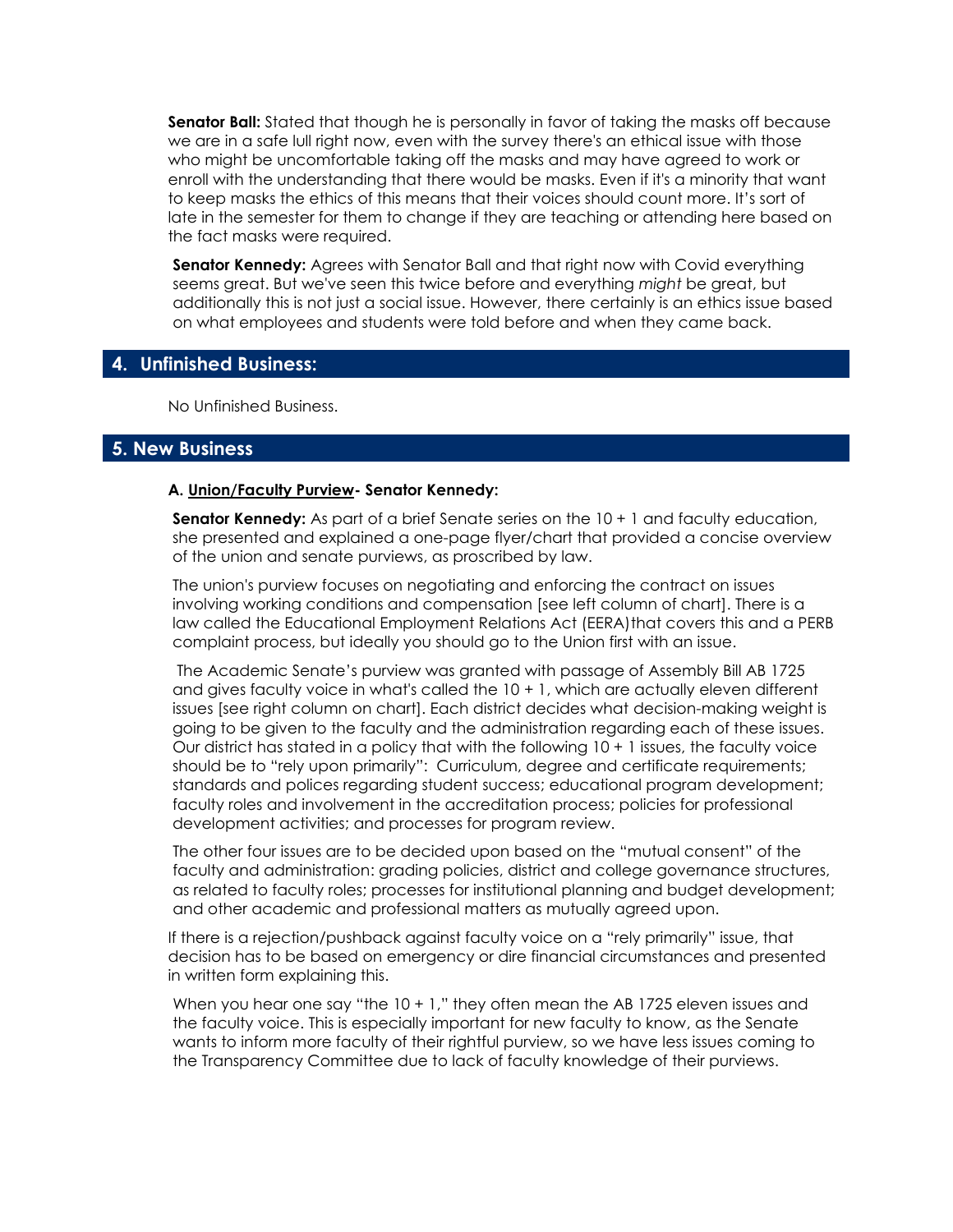**Senator Ball:** Stated that though he is personally in favor of taking the masks off because we are in a safe lull right now, even with the survey there's an ethical issue with those who might be uncomfortable taking off the masks and may have agreed to work or enroll with the understanding that there would be masks. Even if it's a minority that want to keep masks the ethics of this means that their voices should count more. It's sort of late in the semester for them to change if they are teaching or attending here based on the fact masks were required.

**Senator Kennedy:** Agrees with Senator Ball and that right now with Covid everything seems great. But we've seen this twice before and everything *might* be great, but additionally this is not just a social issue. However, there certainly is an ethics issue based on what employees and students were told before and when they came back.

## 4. Unfinished Business:

No Unfinished Business.

## 5. New Business

**A. Union/Faculty Purview- Senator Kennedy:**

**Senator Kennedy:** As part of a brief Senate series on the 10 + 1 and faculty education, she presented and explained a one-page flyer/chart that provided a concise overview of the union and senate purviews, as proscribed by law.

The union's purview focuses on negotiating and enforcing the contract on issues involving working conditions and compensation [see left column of chart]. There is a law called the Educational Employment Relations Act (EERA)that covers this and a PERB complaint process, but ideally you should go to the Union first with an issue.

The Academic Senate's purview was granted with passage of Assembly Bill AB 1725 and gives faculty voice in what's called the 10 + 1, which are actually eleven different issues [see right column on chart]. Each district decides what decision-making weight is going to be given to the faculty and the administration regarding each of these issues. Our district has stated in a policy that with the following 10 + 1 issues, the faculty voice should be to "rely upon primarily": Curriculum, degree and certificate requirements; standards and polices regarding student success; educational program development; faculty roles and involvement in the accreditation process; policies for professional development activities; and processes for program review.

The other four issues are to be decided upon based on the "mutual consent" of the faculty and administration: grading policies, district and college governance structures, as related to faculty roles; processes for institutional planning and budget development; and other academic and professional matters as mutually agreed upon.

If there is a rejection/pushback against faculty voice on a "rely primarily" issue, that decision has to be based on emergency or dire financial circumstances and presented in written form explaining this.

When you hear one say "the 10 + 1," they often mean the AB 1725 eleven issues and the faculty voice. This is especially important for new faculty to know, as the Senate wants to inform more faculty of their rightful purview, so we have less issues coming to the Transparency Committee due to lack of faculty knowledge of their purviews.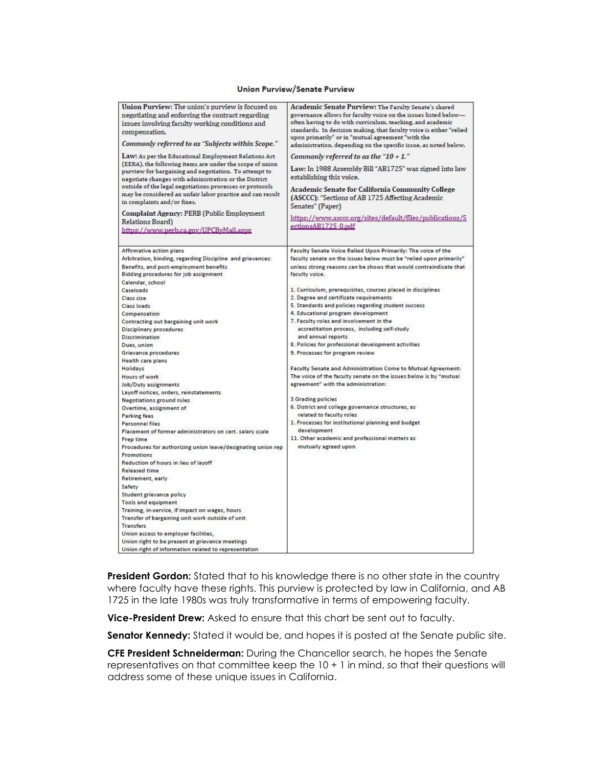**Union Purview/Senate Purview**

| **Union Purview:** The union's purview is focused on negotiating and enforcing the contract regarding issues involving faculty working conditions and compensation.<br><br>*Commonly referred to as "Subjects within Scope."*<br><br>**Law:** As per the Educational Employment Relations Act (EERA), the following items are under the scope of union purview for bargaining and negotiation. To attempt to negotiate changes with administration or the District outside of the legal negotiations processes or protocols may be considered an unfair labor practice and can result in complaints and/or fines.<br><br>**Complaint Agency:** PERB (Public Employment Relations Board)<br>https://www.perb.ca.gov/UPCByMail.aspx | **Academic Senate Purview:** The Faculty Senate's shared governance allows for faculty voice on the issues listed below—often having to do with curriculum, teaching, and academic standards. In decision making, that faculty voice is either "relied upon primarily" or in "mutual agreement "with the administration, depending on the specific issue, as noted below.<br><br>*Commonly referred to as the "10 + 1."*<br><br>**Law:** In 1988 Assembly Bill "AB1725" was signed into law establishing this voice.<br><br>**Academic Senate for California Community College (ASCCC):** "Sections of AB 1725 Affecting Academic Senates" (Paper)<br><br>https://www.asccc.org/sites/default/files/publications/SectionsAB1725_0.pdf |
|---|---|
| Affirmative action plans<br>Arbitration, binding, regarding Discipline and grievances:<br>Benefits, and post-employment benefits<br>Bidding procedures for job assignment<br>Calendar, school<br>Caseloads<br>Class size<br>Class loads<br>Compensation<br>Contracting out bargaining unit work<br>Disciplinary procedures<br>Discrimination<br>Dues, union<br>Grievance procedures<br>Health care plans<br>Holidays<br>Hours of work<br>Job/Duty assignments<br>Layoff notices, orders, reinstatements<br>Negotiations ground rules<br>Overtime, assignment of<br>Parking fees<br>Personnel files<br>Placement of former administrators on cert. salary scale<br>Prep time<br>Procedures for authorizing union leave/designating union rep<br>Promotions<br>Reduction of hours in lieu of layoff<br>Released time<br>Retirement, early<br>Safety<br>Student grievance policy<br>Tools and equipment<br>Training, in-service, if impact on wages, hours<br>Transfer of bargaining unit work outside of unit<br>Transfers<br>Union access to employer facilities,<br>Union right to be present at grievance meetings<br>Union right of information related to representation | Faculty Senate Voice Relied Upon Primarily: The voice of the faculty senate on the issues below must be "relied upon primarily" unless strong reasons can be shows that would contraindicate that faculty voice.<br><br>1. Curriculum, prerequisites, courses placed in disciplines<br>2. Degree and certificate requirements<br>5. Standards and policies regarding student success<br>4. Educational program development<br>7. Faculty roles and involvement in the accreditation process, including self-study and annual reports<br>8. Policies for professional development activities<br>9. Processes for program review<br><br>Faculty Senate and Administration Come to Mutual Agreement: The voice of the faculty senate on the issues below is by "mutual agreement" with the administration:<br><br>3 Grading policies<br>6. District and college governance structures, as related to faculty roles<br>1. Processes for institutional planning and budget development<br>11. Other academic and professional matters as mutually agreed upon |

**President Gordon:** Stated that to his knowledge there is no other state in the country where faculty have these rights. This purview is protected by law in California, and AB 1725 in the late 1980s was truly transformative in terms of empowering faculty.

**Vice-President Drew:** Asked to ensure that this chart be sent out to faculty.

**Senator Kennedy:** Stated it would be, and hopes it is posted at the Senate public site.

**CFE President Schneiderman:** During the Chancellor search, he hopes the Senate representatives on that committee keep the 10 + 1 in mind, so that their questions will address some of these unique issues in California.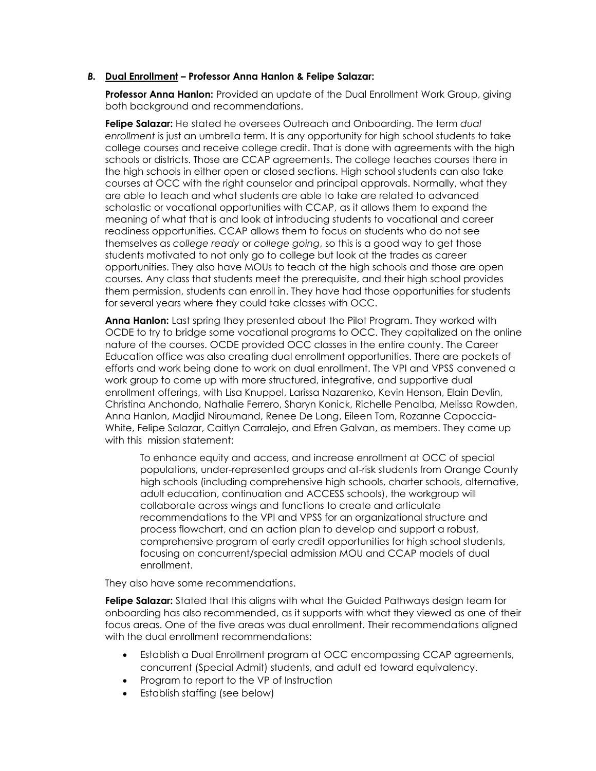**B. Dual Enrollment – Professor Anna Hanlon & Felipe Salazar:**

**Professor Anna Hanlon:** Provided an update of the Dual Enrollment Work Group, giving both background and recommendations.

**Felipe Salazar:** He stated he oversees Outreach and Onboarding. The term *dual enrollment* is just an umbrella term. It is any opportunity for high school students to take college courses and receive college credit. That is done with agreements with the high schools or districts. Those are CCAP agreements. The college teaches courses there in the high schools in either open or closed sections. High school students can also take courses at OCC with the right counselor and principal approvals. Normally, what they are able to teach and what students are able to take are related to advanced scholastic or vocational opportunities with CCAP, as it allows them to expand the meaning of what that is and look at introducing students to vocational and career readiness opportunities. CCAP allows them to focus on students who do not see themselves as *college ready* or *college going*, so this is a good way to get those students motivated to not only go to college but look at the trades as career opportunities. They also have MOUs to teach at the high schools and those are open courses. Any class that students meet the prerequisite, and their high school provides them permission, students can enroll in. They have had those opportunities for students for several years where they could take classes with OCC.

**Anna Hanlon:** Last spring they presented about the Pilot Program. They worked with OCDE to try to bridge some vocational programs to OCC. They capitalized on the online nature of the courses. OCDE provided OCC classes in the entire county. The Career Education office was also creating dual enrollment opportunities. There are pockets of efforts and work being done to work on dual enrollment. The VPI and VPSS convened a work group to come up with more structured, integrative, and supportive dual enrollment offerings, with Lisa Knuppel, Larissa Nazarenko, Kevin Henson, Elain Devlin, Christina Anchondo, Nathalie Ferrero, Sharyn Konick, Richelle Penalba, Melissa Rowden, Anna Hanlon, Madjid Niroumand, Renee De Long, Eileen Tom, Rozanne Capoccia-White, Felipe Salazar, Caitlyn Carralejo, and Efren Galvan, as members. They came up with this mission statement:

> To enhance equity and access, and increase enrollment at OCC of special populations, under-represented groups and at-risk students from Orange County high schools (including comprehensive high schools, charter schools, alternative, adult education, continuation and ACCESS schools), the workgroup will collaborate across wings and functions to create and articulate recommendations to the VPI and VPSS for an organizational structure and process flowchart, and an action plan to develop and support a robust, comprehensive program of early credit opportunities for high school students, focusing on concurrent/special admission MOU and CCAP models of dual enrollment.

They also have some recommendations.

**Felipe Salazar:** Stated that this aligns with what the Guided Pathways design team for onboarding has also recommended, as it supports with what they viewed as one of their focus areas. One of the five areas was dual enrollment. Their recommendations aligned with the dual enrollment recommendations:

- Establish a Dual Enrollment program at OCC encompassing CCAP agreements, concurrent (Special Admit) students, and adult ed toward equivalency.
- Program to report to the VP of Instruction
- Establish staffing (see below)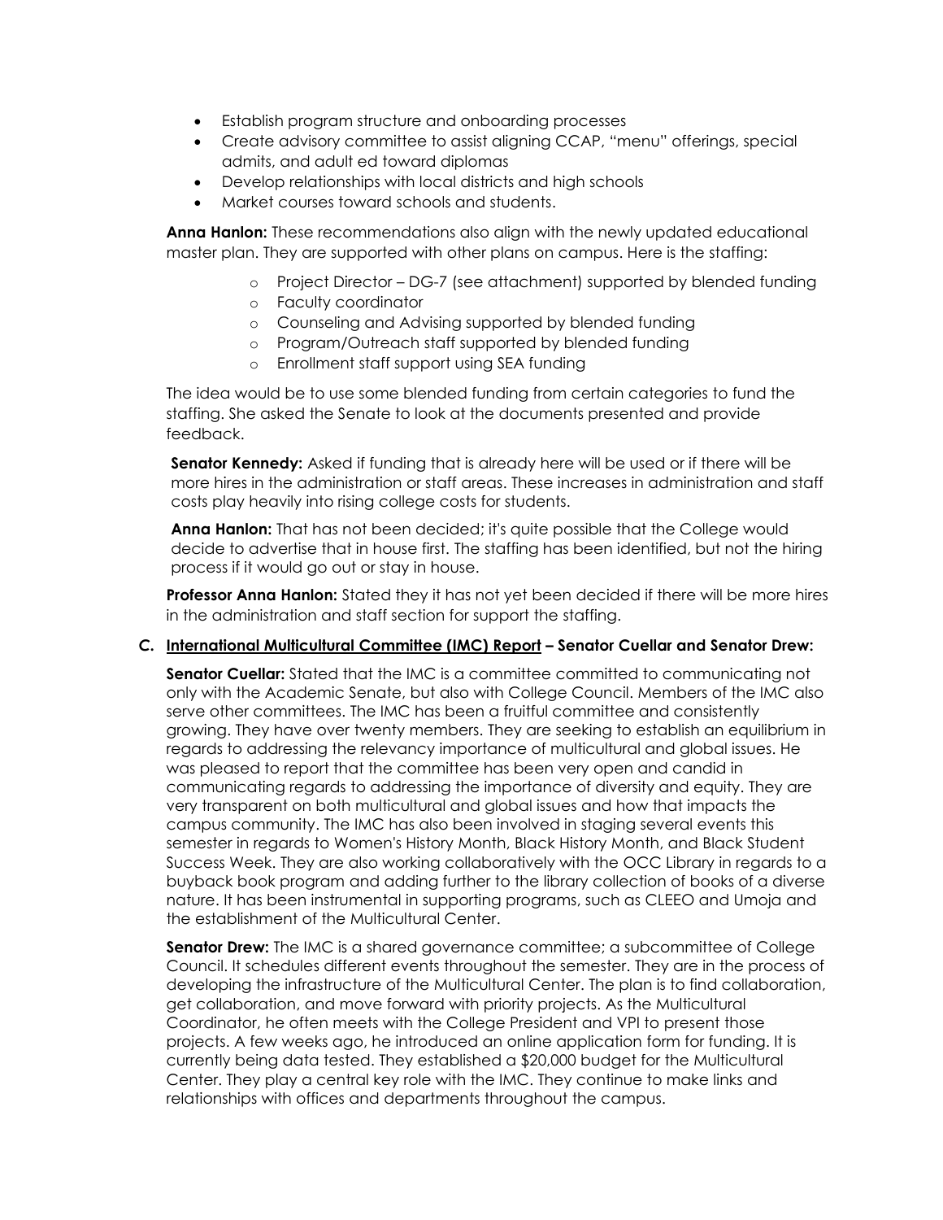- Establish program structure and onboarding processes
- Create advisory committee to assist aligning CCAP, "menu" offerings, special admits, and adult ed toward diplomas
- Develop relationships with local districts and high schools
- Market courses toward schools and students.

**Anna Hanlon:** These recommendations also align with the newly updated educational master plan. They are supported with other plans on campus. Here is the staffing:

- Project Director – DG-7 (see attachment) supported by blended funding
- Faculty coordinator
- Counseling and Advising supported by blended funding
- Program/Outreach staff supported by blended funding
- Enrollment staff support using SEA funding

The idea would be to use some blended funding from certain categories to fund the staffing. She asked the Senate to look at the documents presented and provide feedback.

**Senator Kennedy:** Asked if funding that is already here will be used or if there will be more hires in the administration or staff areas. These increases in administration and staff costs play heavily into rising college costs for students.

**Anna Hanlon:** That has not been decided; it's quite possible that the College would decide to advertise that in house first. The staffing has been identified, but not the hiring process if it would go out or stay in house.

**Professor Anna Hanlon:** Stated they it has not yet been decided if there will be more hires in the administration and staff section for support the staffing.

### C. International Multicultural Committee (IMC) Report – Senator Cuellar and Senator Drew:

**Senator Cuellar:** Stated that the IMC is a committee committed to communicating not only with the Academic Senate, but also with College Council. Members of the IMC also serve other committees. The IMC has been a fruitful committee and consistently growing. They have over twenty members. They are seeking to establish an equilibrium in regards to addressing the relevancy importance of multicultural and global issues. He was pleased to report that the committee has been very open and candid in communicating regards to addressing the importance of diversity and equity. They are very transparent on both multicultural and global issues and how that impacts the campus community. The IMC has also been involved in staging several events this semester in regards to Women's History Month, Black History Month, and Black Student Success Week. They are also working collaboratively with the OCC Library in regards to a buyback book program and adding further to the library collection of books of a diverse nature. It has been instrumental in supporting programs, such as CLEEO and Umoja and the establishment of the Multicultural Center.

**Senator Drew:** The IMC is a shared governance committee; a subcommittee of College Council. It schedules different events throughout the semester. They are in the process of developing the infrastructure of the Multicultural Center. The plan is to find collaboration, get collaboration, and move forward with priority projects. As the Multicultural Coordinator, he often meets with the College President and VPI to present those projects. A few weeks ago, he introduced an online application form for funding. It is currently being data tested. They established a $20,000 budget for the Multicultural Center. They play a central key role with the IMC. They continue to make links and relationships with offices and departments throughout the campus.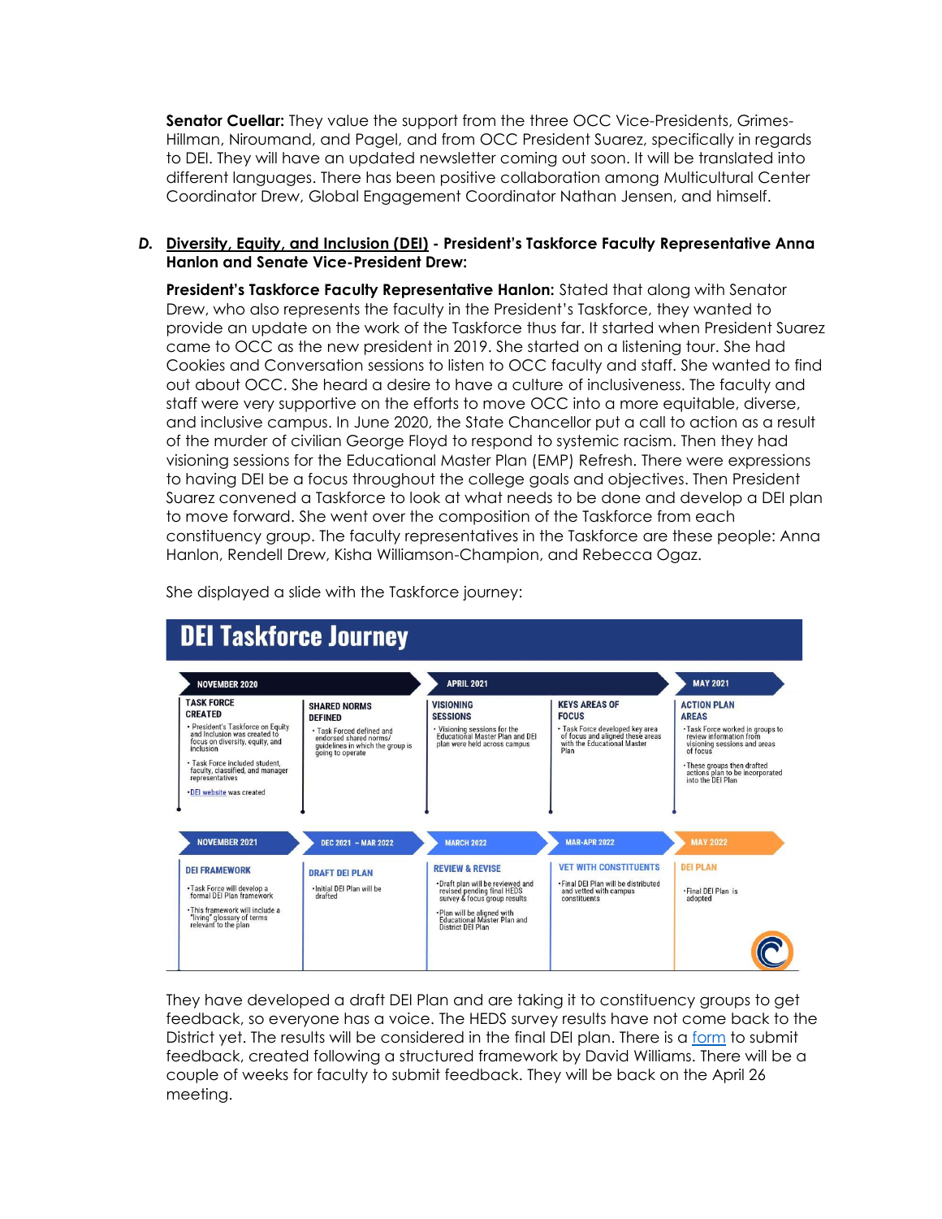**Senator Cuellar:** They value the support from the three OCC Vice-Presidents, Grimes-Hillman, Niroumand, and Pagel, and from OCC President Suarez, specifically in regards to DEI. They will have an updated newsletter coming out soon. It will be translated into different languages. There has been positive collaboration among Multicultural Center Coordinator Drew, Global Engagement Coordinator Nathan Jensen, and himself.

***D.*** **Diversity, Equity, and Inclusion (DEI) - President's Taskforce Faculty Representative Anna Hanlon and Senate Vice-President Drew:**

**President's Taskforce Faculty Representative Hanlon:** Stated that along with Senator Drew, who also represents the faculty in the President's Taskforce, they wanted to provide an update on the work of the Taskforce thus far. It started when President Suarez came to OCC as the new president in 2019. She started on a listening tour. She had Cookies and Conversation sessions to listen to OCC faculty and staff. She wanted to find out about OCC. She heard a desire to have a culture of inclusiveness. The faculty and staff were very supportive on the efforts to move OCC into a more equitable, diverse, and inclusive campus. In June 2020, the State Chancellor put a call to action as a result of the murder of civilian George Floyd to respond to systemic racism. Then they had visioning sessions for the Educational Master Plan (EMP) Refresh. There were expressions to having DEI be a focus throughout the college goals and objectives. Then President Suarez convened a Taskforce to look at what needs to be done and develop a DEI plan to move forward. She went over the composition of the Taskforce from each constituency group. The faculty representatives in the Taskforce are these people: Anna Hanlon, Rendell Drew, Kisha Williamson-Champion, and Rebecca Ogaz.

She displayed a slide with the Taskforce journey:

**DEI Taskforce Journey**

| NOVEMBER 2020 | | APRIL 2021 | | MAY 2021 |
|---|---|---|---|---|
| **TASK FORCE CREATED** • President's Taskforce on Equity and Inclusion was created to focus on diversity, equity, and inclusion • Task Force included student, faculty, classified, and manager representatives • DEI website was created | **SHARED NORMS DEFINED** • Task Forced defined and endorsed shared norms/guidelines in which the group is going to operate | **VISIONING SESSIONS** • Visioning sessions for the Educational Master Plan and DEI plan were held across campus | **KEYS AREAS OF FOCUS** • Task Force developed key area of focus and aligned these areas with the Educational Master Plan | **ACTION PLAN AREAS** • Task Force worked in groups to review information from visioning sessions and areas of focus • These groups then drafted actions plan to be incorporated into the DEI Plan |

| NOVEMBER 2021 | DEC 2021 – MAR 2022 | MARCH 2022 | MAR-APR 2022 | MAY 2022 |
|---|---|---|---|---|
| **DEI FRAMEWORK** • Task Force will develop a formal DEI Plan framework • This framework will include a "living" glossary of terms relevant to the plan | **DRAFT DEI PLAN** • Initial DEI Plan will be drafted | **REVIEW & REVISE** • Draft plan will be reviewed and revised pending final HEDS survey & focus group results • Plan will be aligned with Educational Master Plan and District DEI Plan | **VET WITH CONSTITUENTS** • Final DEI Plan will be distributed and vetted with campus constituents | **DEI PLAN** • Final DEI Plan is adopted |

They have developed a draft DEI Plan and are taking it to constituency groups to get feedback, so everyone has a voice. The HEDS survey results have not come back to the District yet. The results will be considered in the final DEI plan. There is a form to submit feedback, created following a structured framework by David Williams. There will be a couple of weeks for faculty to submit feedback. They will be back on the April 26 meeting.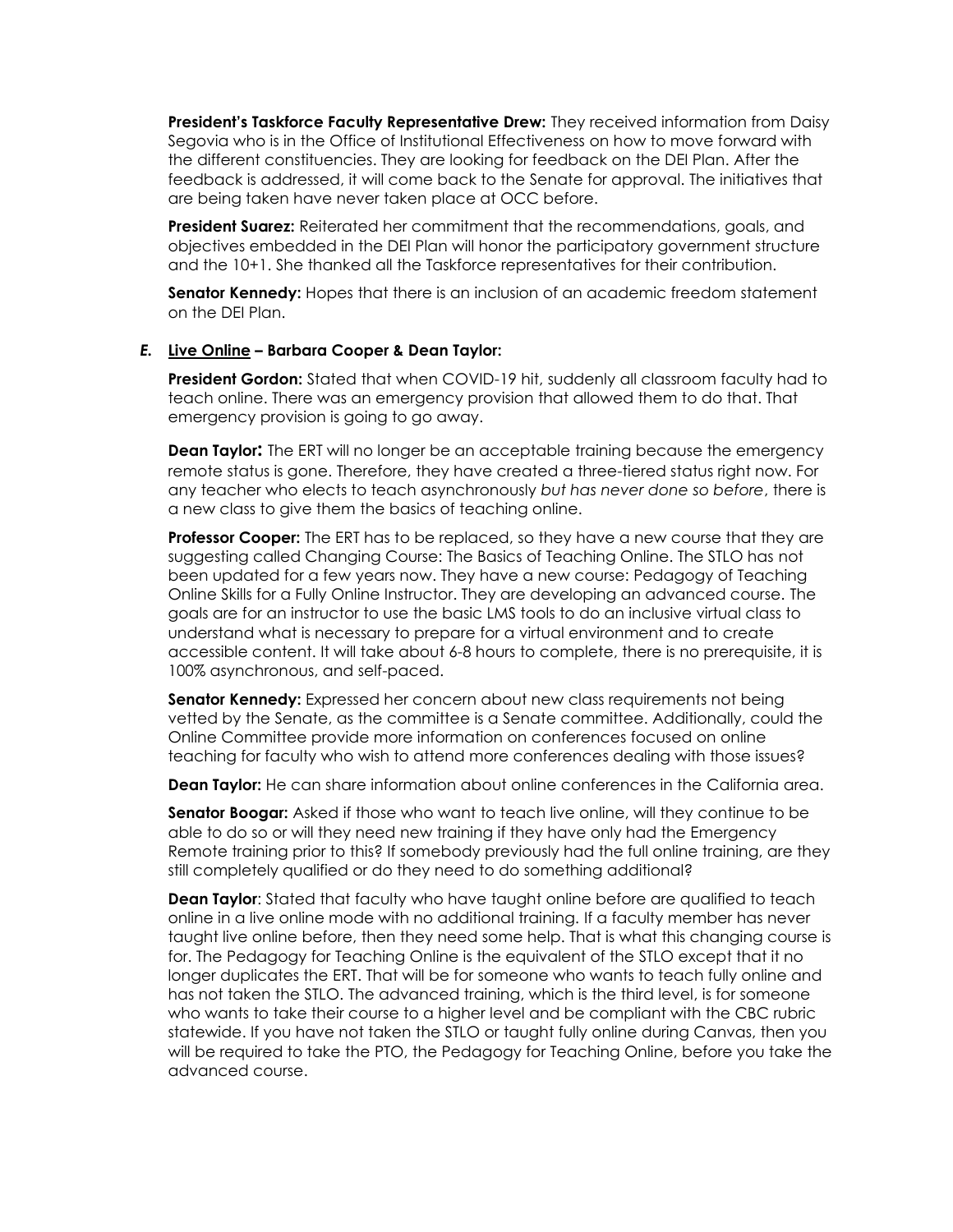**President's Taskforce Faculty Representative Drew:** They received information from Daisy Segovia who is in the Office of Institutional Effectiveness on how to move forward with the different constituencies. They are looking for feedback on the DEI Plan. After the feedback is addressed, it will come back to the Senate for approval. The initiatives that are being taken have never taken place at OCC before.

**President Suarez:** Reiterated her commitment that the recommendations, goals, and objectives embedded in the DEI Plan will honor the participatory government structure and the 10+1. She thanked all the Taskforce representatives for their contribution.

**Senator Kennedy:** Hopes that there is an inclusion of an academic freedom statement on the DEI Plan.

***E.*** **<u>Live Online</u> – Barbara Cooper & Dean Taylor:**

**President Gordon:** Stated that when COVID-19 hit, suddenly all classroom faculty had to teach online. There was an emergency provision that allowed them to do that. That emergency provision is going to go away.

**Dean Taylor:** The ERT will no longer be an acceptable training because the emergency remote status is gone. Therefore, they have created a three-tiered status right now. For any teacher who elects to teach asynchronously *but has never done so before*, there is a new class to give them the basics of teaching online.

**Professor Cooper:** The ERT has to be replaced, so they have a new course that they are suggesting called Changing Course: The Basics of Teaching Online. The STLO has not been updated for a few years now. They have a new course: Pedagogy of Teaching Online Skills for a Fully Online Instructor. They are developing an advanced course. The goals are for an instructor to use the basic LMS tools to do an inclusive virtual class to understand what is necessary to prepare for a virtual environment and to create accessible content. It will take about 6-8 hours to complete, there is no prerequisite, it is 100% asynchronous, and self-paced.

**Senator Kennedy:** Expressed her concern about new class requirements not being vetted by the Senate, as the committee is a Senate committee. Additionally, could the Online Committee provide more information on conferences focused on online teaching for faculty who wish to attend more conferences dealing with those issues?

**Dean Taylor:** He can share information about online conferences in the California area.

**Senator Boogar:** Asked if those who want to teach live online, will they continue to be able to do so or will they need new training if they have only had the Emergency Remote training prior to this? If somebody previously had the full online training, are they still completely qualified or do they need to do something additional?

**Dean Taylor**: Stated that faculty who have taught online before are qualified to teach online in a live online mode with no additional training. If a faculty member has never taught live online before, then they need some help. That is what this changing course is for. The Pedagogy for Teaching Online is the equivalent of the STLO except that it no longer duplicates the ERT. That will be for someone who wants to teach fully online and has not taken the STLO. The advanced training, which is the third level, is for someone who wants to take their course to a higher level and be compliant with the CBC rubric statewide. If you have not taken the STLO or taught fully online during Canvas, then you will be required to take the PTO, the Pedagogy for Teaching Online, before you take the advanced course.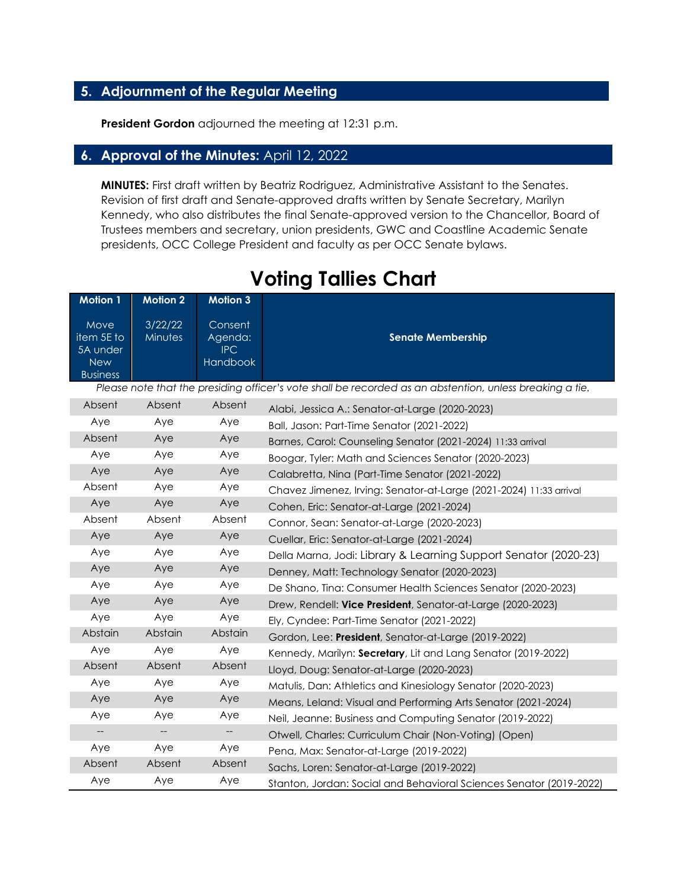## 5. Adjournment of the Regular Meeting

**President Gordon** adjourned the meeting at 12:31 p.m.

## 6. Approval of the Minutes: April 12, 2022

**MINUTES:** First draft written by Beatriz Rodriguez, Administrative Assistant to the Senates. Revision of first draft and Senate-approved drafts written by Senate Secretary, Marilyn Kennedy, who also distributes the final Senate-approved version to the Chancellor, Board of Trustees members and secretary, union presidents, GWC and Coastline Academic Senate presidents, OCC College President and faculty as per OCC Senate bylaws.

# Voting Tallies Chart

*Please note that the presiding officer's vote shall be recorded as an abstention, unless breaking a tie.*

| Motion 1<br>Move item 5E to 5A under New Business | Motion 2<br>3/22/22 Minutes | Motion 3<br>Consent Agenda: IPC Handbook | Senate Membership |
|---|---|---|---|
| Absent | Absent | Absent | Alabi, Jessica A.: Senator-at-Large (2020-2023) |
| Aye | Aye | Aye | Ball, Jason: Part-Time Senator (2021-2022) |
| Absent | Aye | Aye | Barnes, Carol: Counseling Senator (2021-2024) 11:33 arrival |
| Aye | Aye | Aye | Boogar, Tyler: Math and Sciences Senator (2020-2023) |
| Aye | Aye | Aye | Calabretta, Nina (Part-Time Senator (2021-2022) |
| Absent | Aye | Aye | Chavez Jimenez, Irving: Senator-at-Large (2021-2024) 11:33 arrival |
| Aye | Aye | Aye | Cohen, Eric: Senator-at-Large (2021-2024) |
| Absent | Absent | Absent | Connor, Sean: Senator-at-Large (2020-2023) |
| Aye | Aye | Aye | Cuellar, Eric: Senator-at-Large (2021-2024) |
| Aye | Aye | Aye | Della Marna, Jodi: Library & Learning Support Senator (2020-23) |
| Aye | Aye | Aye | Denney, Matt: Technology Senator (2020-2023) |
| Aye | Aye | Aye | De Shano, Tina: Consumer Health Sciences Senator (2020-2023) |
| Aye | Aye | Aye | Drew, Rendell: **Vice President**, Senator-at-Large (2020-2023) |
| Aye | Aye | Aye | Ely, Cyndee: Part-Time Senator (2021-2022) |
| Abstain | Abstain | Abstain | Gordon, Lee: **President**, Senator-at-Large (2019-2022) |
| Aye | Aye | Aye | Kennedy, Marilyn: **Secretary**, Lit and Lang Senator (2019-2022) |
| Absent | Absent | Absent | Lloyd, Doug: Senator-at-Large (2020-2023) |
| Aye | Aye | Aye | Matulis, Dan: Athletics and Kinesiology Senator (2020-2023) |
| Aye | Aye | Aye | Means, Leland: Visual and Performing Arts Senator (2021-2024) |
| Aye | Aye | Aye | Neil, Jeanne: Business and Computing Senator (2019-2022) |
| -- | -- | -- | Otwell, Charles: Curriculum Chair (Non-Voting) (Open) |
| Aye | Aye | Aye | Pena, Max: Senator-at-Large (2019-2022) |
| Absent | Absent | Absent | Sachs, Loren: Senator-at-Large (2019-2022) |
| Aye | Aye | Aye | Stanton, Jordan: Social and Behavioral Sciences Senator (2019-2022) |